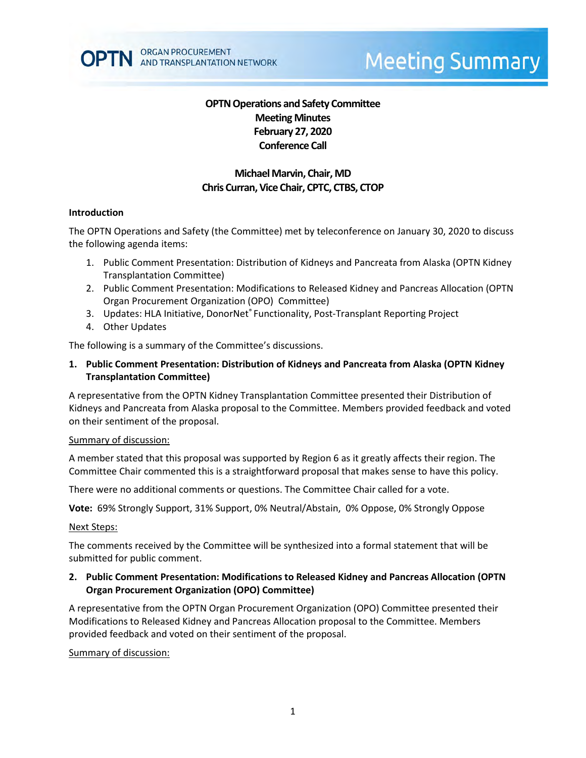# Meeting Summary

**OPTN Operations and Safety Committee**
**Meeting Minutes**
**February 27, 2020**
**Conference Call**

**Michael Marvin, Chair, MD**
**Chris Curran, Vice Chair, CPTC, CTBS, CTOP**

## Introduction

The OPTN Operations and Safety (the Committee) met by teleconference on January 30, 2020 to discuss the following agenda items:

1. Public Comment Presentation: Distribution of Kidneys and Pancreata from Alaska (OPTN Kidney Transplantation Committee)
2. Public Comment Presentation: Modifications to Released Kidney and Pancreas Allocation (OPTN Organ Procurement Organization (OPO) Committee)
3. Updates: HLA Initiative, DonorNet® Functionality, Post-Transplant Reporting Project
4. Other Updates

The following is a summary of the Committee's discussions.

### 1. Public Comment Presentation: Distribution of Kidneys and Pancreata from Alaska (OPTN Kidney Transplantation Committee)

A representative from the OPTN Kidney Transplantation Committee presented their Distribution of Kidneys and Pancreata from Alaska proposal to the Committee. Members provided feedback and voted on their sentiment of the proposal.

Summary of discussion:

A member stated that this proposal was supported by Region 6 as it greatly affects their region. The Committee Chair commented this is a straightforward proposal that makes sense to have this policy.

There were no additional comments or questions. The Committee Chair called for a vote.

**Vote:** 69% Strongly Support, 31% Support, 0% Neutral/Abstain, 0% Oppose, 0% Strongly Oppose

Next Steps:

The comments received by the Committee will be synthesized into a formal statement that will be submitted for public comment.

### 2. Public Comment Presentation: Modifications to Released Kidney and Pancreas Allocation (OPTN Organ Procurement Organization (OPO) Committee)

A representative from the OPTN Organ Procurement Organization (OPO) Committee presented their Modifications to Released Kidney and Pancreas Allocation proposal to the Committee. Members provided feedback and voted on their sentiment of the proposal.

Summary of discussion: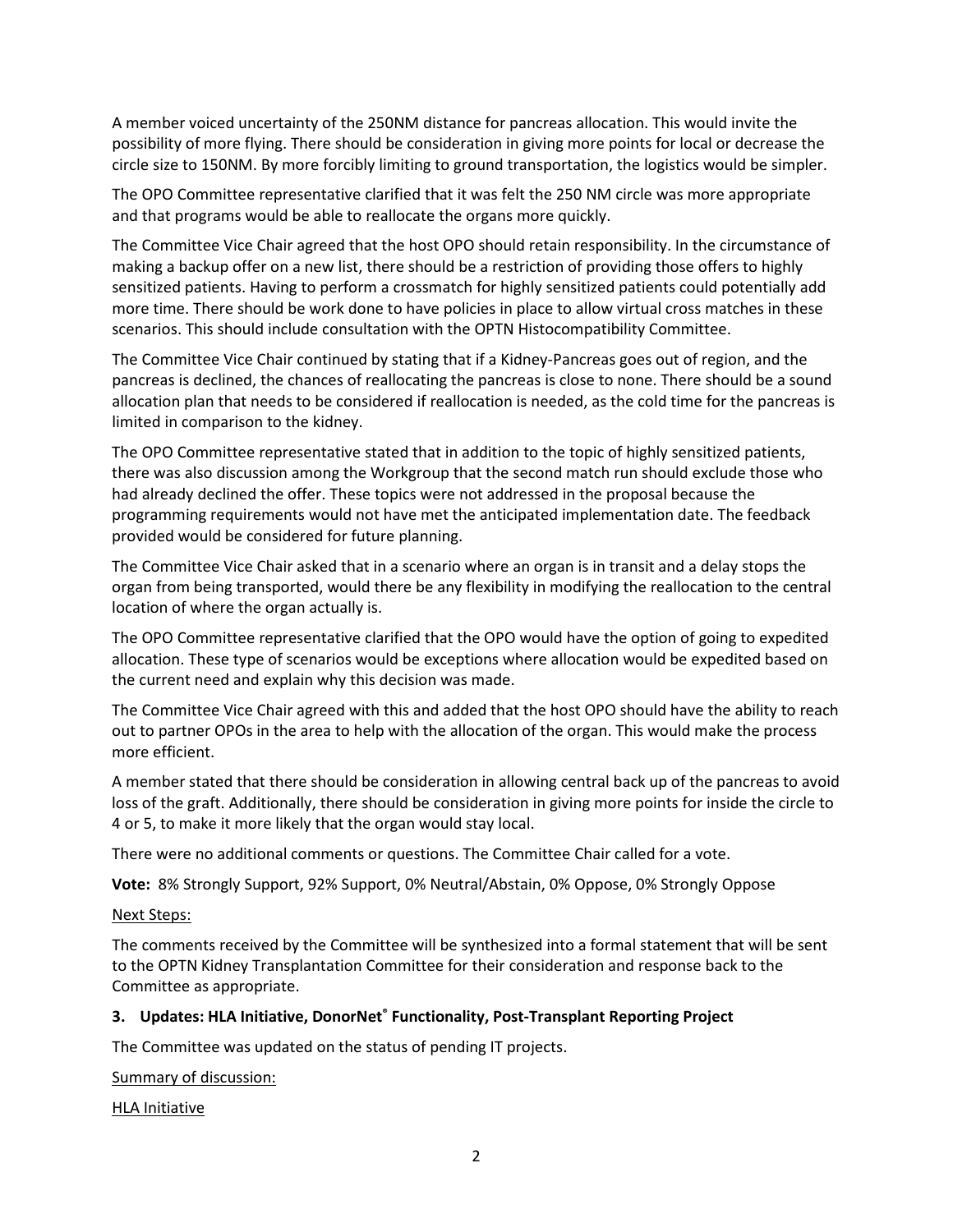A member voiced uncertainty of the 250NM distance for pancreas allocation. This would invite the possibility of more flying. There should be consideration in giving more points for local or decrease the circle size to 150NM. By more forcibly limiting to ground transportation, the logistics would be simpler.

The OPO Committee representative clarified that it was felt the 250 NM circle was more appropriate and that programs would be able to reallocate the organs more quickly.

The Committee Vice Chair agreed that the host OPO should retain responsibility. In the circumstance of making a backup offer on a new list, there should be a restriction of providing those offers to highly sensitized patients. Having to perform a crossmatch for highly sensitized patients could potentially add more time. There should be work done to have policies in place to allow virtual cross matches in these scenarios. This should include consultation with the OPTN Histocompatibility Committee.

The Committee Vice Chair continued by stating that if a Kidney-Pancreas goes out of region, and the pancreas is declined, the chances of reallocating the pancreas is close to none. There should be a sound allocation plan that needs to be considered if reallocation is needed, as the cold time for the pancreas is limited in comparison to the kidney.

The OPO Committee representative stated that in addition to the topic of highly sensitized patients, there was also discussion among the Workgroup that the second match run should exclude those who had already declined the offer. These topics were not addressed in the proposal because the programming requirements would not have met the anticipated implementation date. The feedback provided would be considered for future planning.

The Committee Vice Chair asked that in a scenario where an organ is in transit and a delay stops the organ from being transported, would there be any flexibility in modifying the reallocation to the central location of where the organ actually is.

The OPO Committee representative clarified that the OPO would have the option of going to expedited allocation. These type of scenarios would be exceptions where allocation would be expedited based on the current need and explain why this decision was made.

The Committee Vice Chair agreed with this and added that the host OPO should have the ability to reach out to partner OPOs in the area to help with the allocation of the organ. This would make the process more efficient.

A member stated that there should be consideration in allowing central back up of the pancreas to avoid loss of the graft. Additionally, there should be consideration in giving more points for inside the circle to 4 or 5, to make it more likely that the organ would stay local.

There were no additional comments or questions. The Committee Chair called for a vote.

**Vote:** 8% Strongly Support, 92% Support, 0% Neutral/Abstain, 0% Oppose, 0% Strongly Oppose

Next Steps:

The comments received by the Committee will be synthesized into a formal statement that will be sent to the OPTN Kidney Transplantation Committee for their consideration and response back to the Committee as appropriate.

### 3. Updates: HLA Initiative, DonorNet® Functionality, Post-Transplant Reporting Project

The Committee was updated on the status of pending IT projects.

Summary of discussion:

HLA Initiative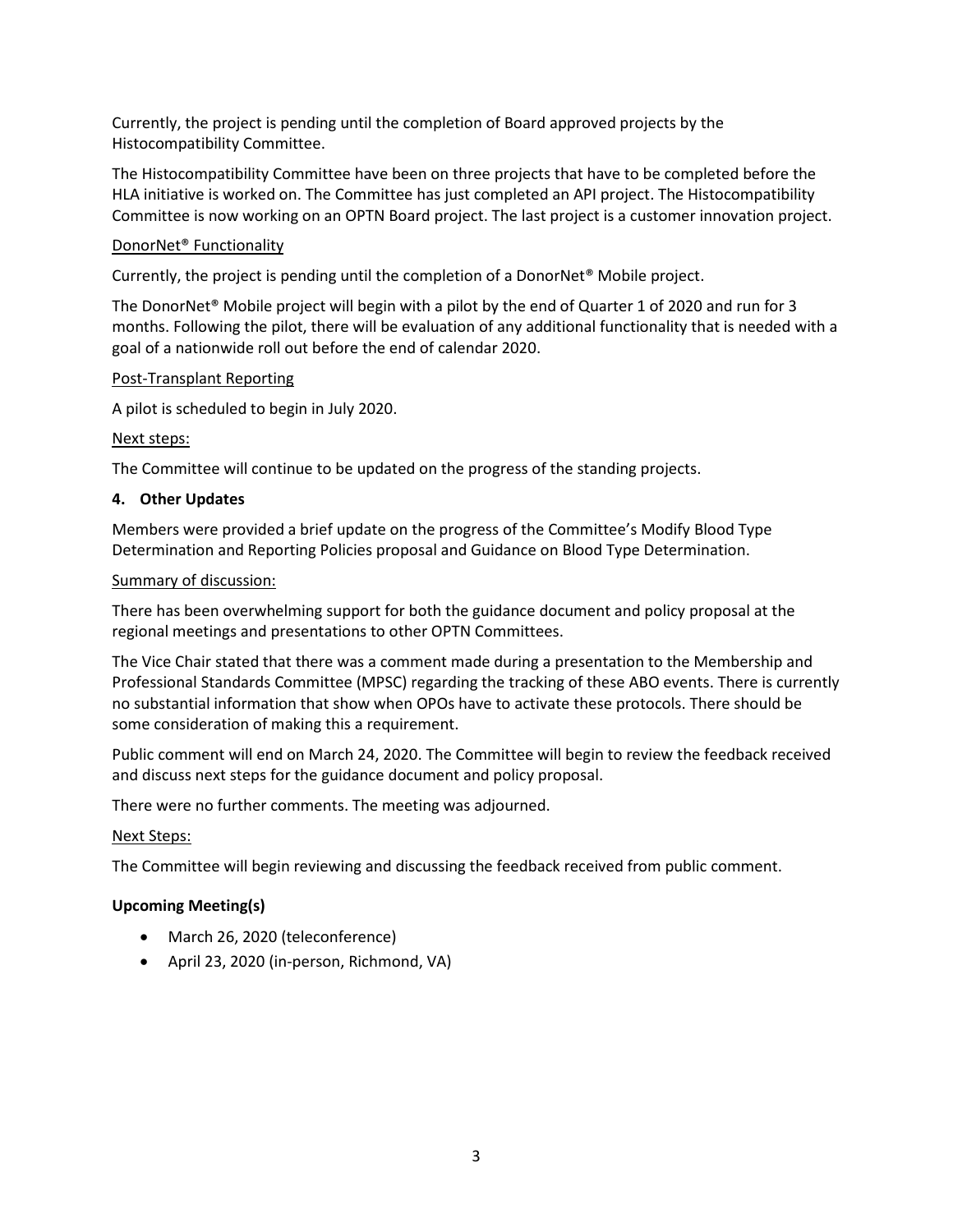Currently, the project is pending until the completion of Board approved projects by the Histocompatibility Committee.

The Histocompatibility Committee have been on three projects that have to be completed before the HLA initiative is worked on. The Committee has just completed an API project. The Histocompatibility Committee is now working on an OPTN Board project. The last project is a customer innovation project.

DonorNet® Functionality

Currently, the project is pending until the completion of a DonorNet® Mobile project.

The DonorNet® Mobile project will begin with a pilot by the end of Quarter 1 of 2020 and run for 3 months. Following the pilot, there will be evaluation of any additional functionality that is needed with a goal of a nationwide roll out before the end of calendar 2020.

Post-Transplant Reporting

A pilot is scheduled to begin in July 2020.

Next steps:

The Committee will continue to be updated on the progress of the standing projects.

**4. Other Updates**

Members were provided a brief update on the progress of the Committee's Modify Blood Type Determination and Reporting Policies proposal and Guidance on Blood Type Determination.

Summary of discussion:

There has been overwhelming support for both the guidance document and policy proposal at the regional meetings and presentations to other OPTN Committees.

The Vice Chair stated that there was a comment made during a presentation to the Membership and Professional Standards Committee (MPSC) regarding the tracking of these ABO events. There is currently no substantial information that show when OPOs have to activate these protocols. There should be some consideration of making this a requirement.

Public comment will end on March 24, 2020. The Committee will begin to review the feedback received and discuss next steps for the guidance document and policy proposal.

There were no further comments. The meeting was adjourned.

Next Steps:

The Committee will begin reviewing and discussing the feedback received from public comment.

**Upcoming Meeting(s)**

- March 26, 2020 (teleconference)
- April 23, 2020 (in-person, Richmond, VA)